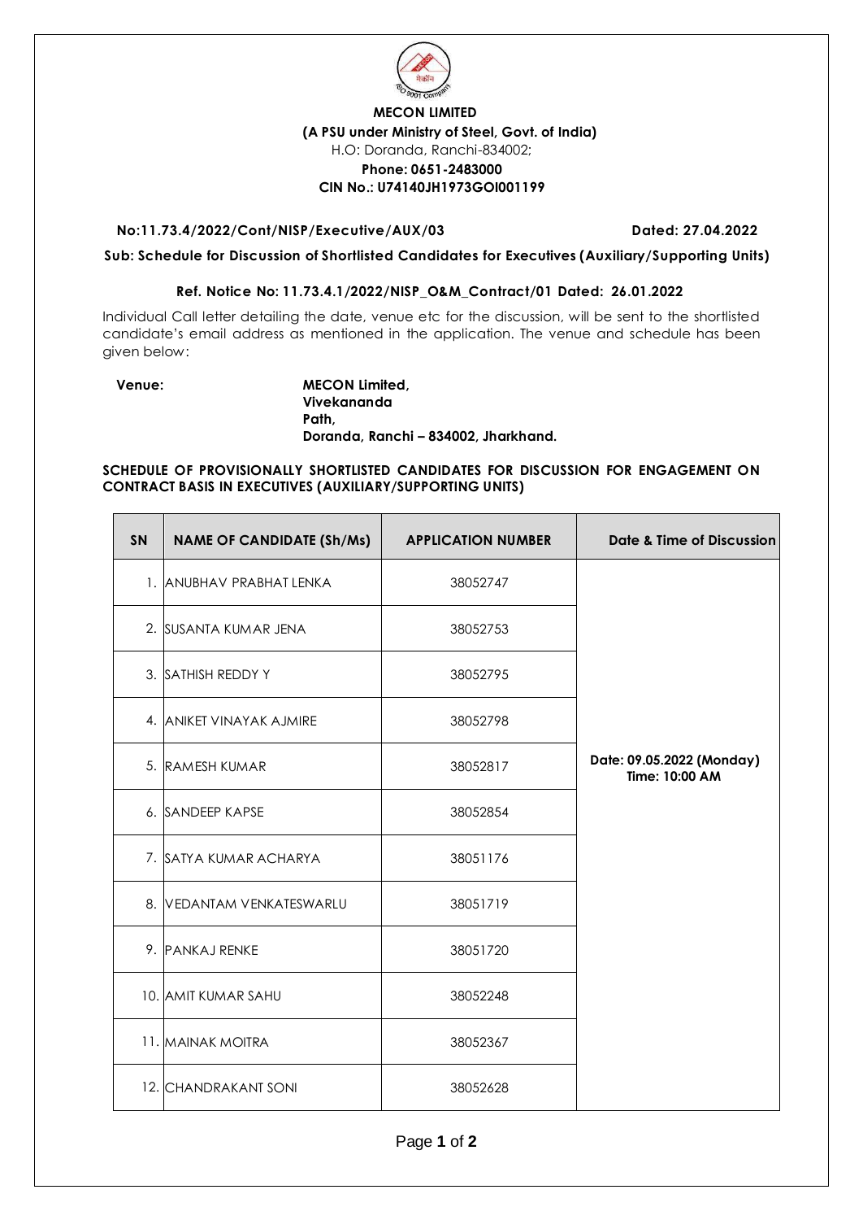**MECON LIMITED**

**(A PSU under Ministry of Steel, Govt. of India)**

H.O: Doranda, Ranchi-834002;

**Phone: 0651-2483000**

**CIN No.: U74140JH1973GOI001199**

**No:11.73.4/2022/Cont/NISP/Executive/AUX/03** **Dated: 27.04.2022**

**Sub: Schedule for Discussion of Shortlisted Candidates for Executives (Auxiliary/Supporting Units)**

**Ref. Notice No: 11.73.4.1/2022/NISP_O&M_Contract/01 Dated: 26.01.2022**

Individual Call letter detailing the date, venue etc for the discussion, will be sent to the shortlisted candidate's email address as mentioned in the application. The venue and schedule has been given below:

**Venue:** **MECON Limited, Vivekananda Path, Doranda, Ranchi – 834002, Jharkhand.**

**SCHEDULE OF PROVISIONALLY SHORTLISTED CANDIDATES FOR DISCUSSION FOR ENGAGEMENT ON CONTRACT BASIS IN EXECUTIVES (AUXILIARY/SUPPORTING UNITS)**

| SN | NAME OF CANDIDATE (Sh/Ms) | APPLICATION NUMBER | Date & Time of Discussion |
|---|---|---|---|
| 1. | ANUBHAV PRABHAT LENKA | 38052747 | Date: 09.05.2022 (Monday) Time: 10:00 AM |
| 2. | SUSANTA KUMAR JENA | 38052753 | |
| 3. | SATHISH REDDY Y | 38052795 | |
| 4. | ANIKET VINAYAK AJMIRE | 38052798 | |
| 5. | RAMESH KUMAR | 38052817 | |
| 6. | SANDEEP KAPSE | 38052854 | |
| 7. | SATYA KUMAR ACHARYA | 38051176 | |
| 8. | VEDANTAM VENKATESWARLU | 38051719 | |
| 9. | PANKAJ RENKE | 38051720 | |
| 10. | AMIT KUMAR SAHU | 38052248 | |
| 11. | MAINAK MOITRA | 38052367 | |
| 12. | CHANDRAKANT SONI | 38052628 | |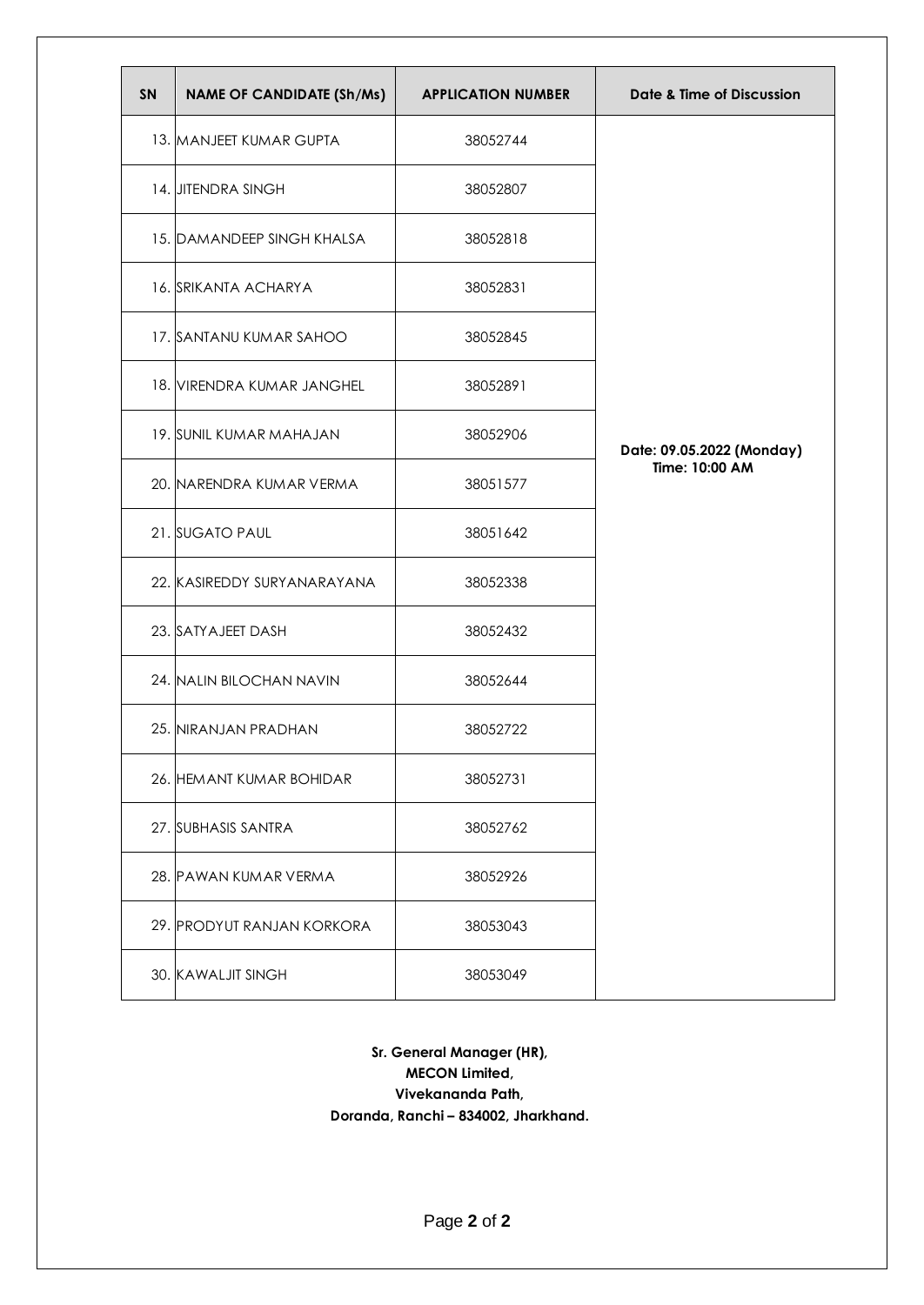| SN | NAME OF CANDIDATE (Sh/Ms) | APPLICATION NUMBER | Date & Time of Discussion |
|---|---|---|---|
| 13. | MANJEET KUMAR GUPTA | 38052744 | Date: 09.05.2022 (Monday) Time: 10:00 AM |
| 14. | JITENDRA SINGH | 38052807 | |
| 15. | DAMANDEEP SINGH KHALSA | 38052818 | |
| 16. | SRIKANTA ACHARYA | 38052831 | |
| 17. | SANTANU KUMAR SAHOO | 38052845 | |
| 18. | VIRENDRA KUMAR JANGHEL | 38052891 | |
| 19. | SUNIL KUMAR MAHAJAN | 38052906 | |
| 20. | NARENDRA KUMAR VERMA | 38051577 | |
| 21. | SUGATO PAUL | 38051642 | |
| 22. | KASIREDDY SURYANARAYANA | 38052338 | |
| 23. | SATYAJEET DASH | 38052432 | |
| 24. | NALIN BILOCHAN NAVIN | 38052644 | |
| 25. | NIRANJAN PRADHAN | 38052722 | |
| 26. | HEMANT KUMAR BOHIDAR | 38052731 | |
| 27. | SUBHASIS SANTRA | 38052762 | |
| 28. | PAWAN KUMAR VERMA | 38052926 | |
| 29. | PRODYUT RANJAN KORKORA | 38053043 | |
| 30. | KAWALJIT SINGH | 38053049 | |

**Sr. General Manager (HR),**
**MECON Limited,**
**Vivekananda Path,**
**Doranda, Ranchi – 834002, Jharkhand.**